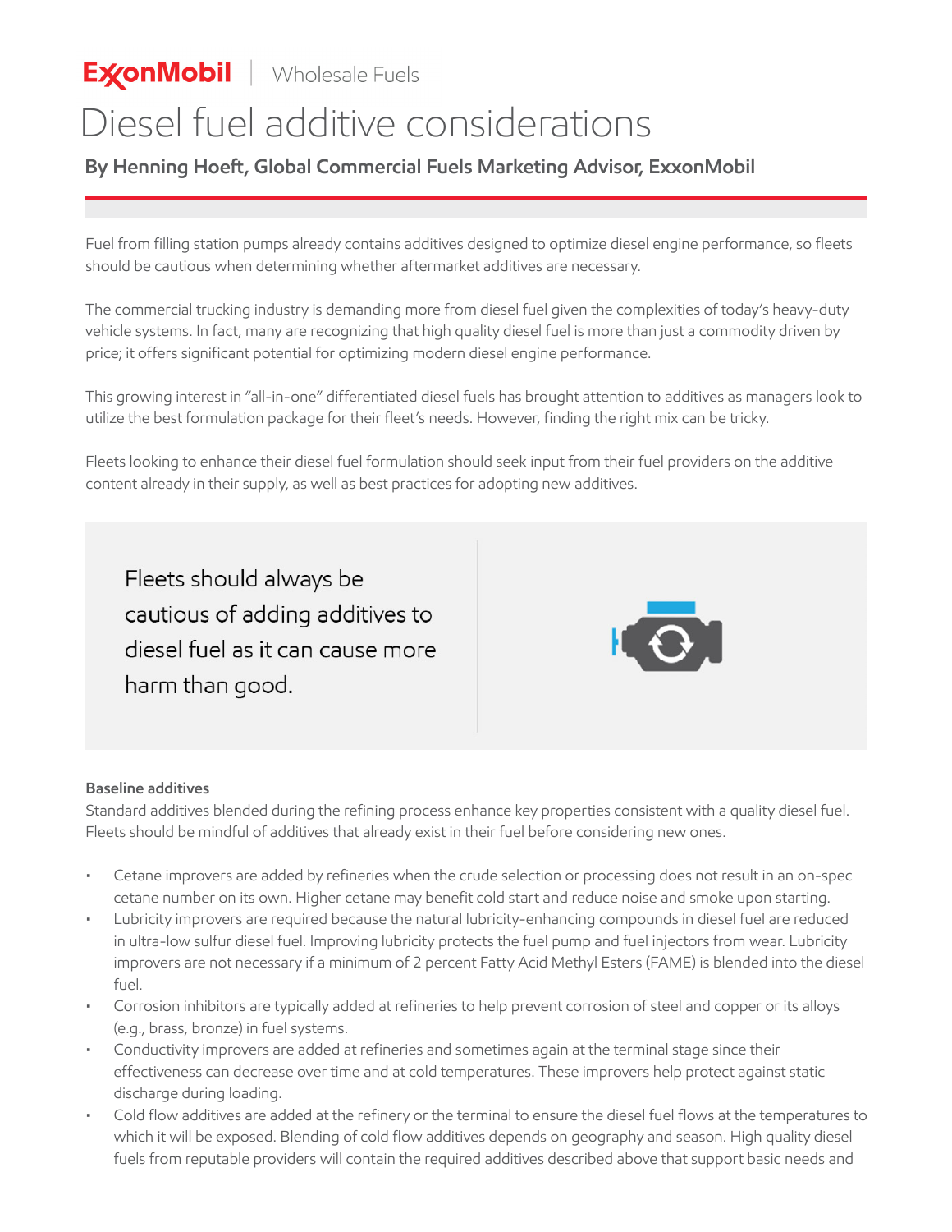ExxonMobil | Wholesale Fuels

# Diesel fuel additive considerations

**By Henning Hoeft, Global Commercial Fuels Marketing Advisor, ExxonMobil**

Fuel from filling station pumps already contains additives designed to optimize diesel engine performance, so fleets should be cautious when determining whether aftermarket additives are necessary.

The commercial trucking industry is demanding more from diesel fuel given the complexities of today's heavy-duty vehicle systems. In fact, many are recognizing that high quality diesel fuel is more than just a commodity driven by price; it offers significant potential for optimizing modern diesel engine performance.

This growing interest in "all-in-one" differentiated diesel fuels has brought attention to additives as managers look to utilize the best formulation package for their fleet's needs. However, finding the right mix can be tricky.

Fleets looking to enhance their diesel fuel formulation should seek input from their fuel providers on the additive content already in their supply, as well as best practices for adopting new additives.

> Fleets should always be cautious of adding additives to diesel fuel as it can cause more harm than good.

**Baseline additives**

Standard additives blended during the refining process enhance key properties consistent with a quality diesel fuel. Fleets should be mindful of additives that already exist in their fuel before considering new ones.

- Cetane improvers are added by refineries when the crude selection or processing does not result in an on-spec cetane number on its own. Higher cetane may benefit cold start and reduce noise and smoke upon starting.
- Lubricity improvers are required because the natural lubricity-enhancing compounds in diesel fuel are reduced in ultra-low sulfur diesel fuel. Improving lubricity protects the fuel pump and fuel injectors from wear. Lubricity improvers are not necessary if a minimum of 2 percent Fatty Acid Methyl Esters (FAME) is blended into the diesel fuel.
- Corrosion inhibitors are typically added at refineries to help prevent corrosion of steel and copper or its alloys (e.g., brass, bronze) in fuel systems.
- Conductivity improvers are added at refineries and sometimes again at the terminal stage since their effectiveness can decrease over time and at cold temperatures. These improvers help protect against static discharge during loading.
- Cold flow additives are added at the refinery or the terminal to ensure the diesel fuel flows at the temperatures to which it will be exposed. Blending of cold flow additives depends on geography and season. High quality diesel fuels from reputable providers will contain the required additives described above that support basic needs and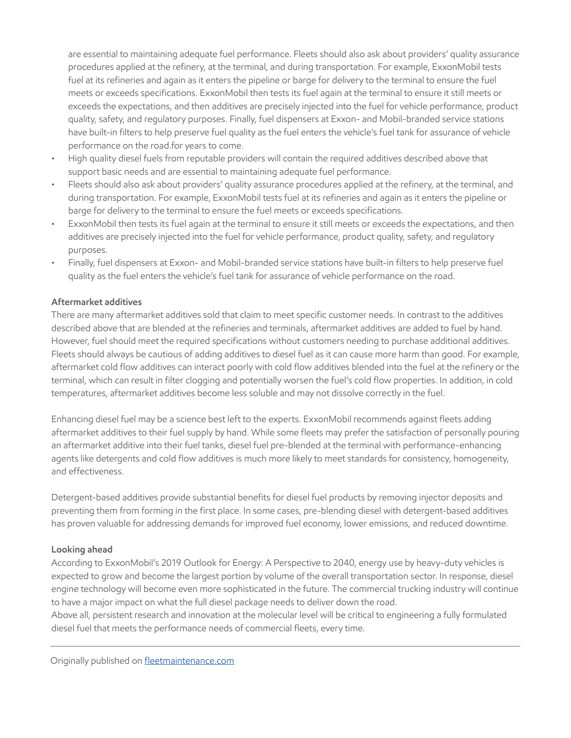are essential to maintaining adequate fuel performance. Fleets should also ask about providers' quality assurance procedures applied at the refinery, at the terminal, and during transportation. For example, ExxonMobil tests fuel at its refineries and again as it enters the pipeline or barge for delivery to the terminal to ensure the fuel meets or exceeds specifications. ExxonMobil then tests its fuel again at the terminal to ensure it still meets or exceeds the expectations, and then additives are precisely injected into the fuel for vehicle performance, product quality, safety, and regulatory purposes. Finally, fuel dispensers at Exxon- and Mobil-branded service stations have built-in filters to help preserve fuel quality as the fuel enters the vehicle's fuel tank for assurance of vehicle performance on the road.for years to come.

- High quality diesel fuels from reputable providers will contain the required additives described above that support basic needs and are essential to maintaining adequate fuel performance.
- Fleets should also ask about providers' quality assurance procedures applied at the refinery, at the terminal, and during transportation. For example, ExxonMobil tests fuel at its refineries and again as it enters the pipeline or barge for delivery to the terminal to ensure the fuel meets or exceeds specifications.
- ExxonMobil then tests its fuel again at the terminal to ensure it still meets or exceeds the expectations, and then additives are precisely injected into the fuel for vehicle performance, product quality, safety, and regulatory purposes.
- Finally, fuel dispensers at Exxon- and Mobil-branded service stations have built-in filters to help preserve fuel quality as the fuel enters the vehicle's fuel tank for assurance of vehicle performance on the road.

**Aftermarket additives**

There are many aftermarket additives sold that claim to meet specific customer needs. In contrast to the additives described above that are blended at the refineries and terminals, aftermarket additives are added to fuel by hand. However, fuel should meet the required specifications without customers needing to purchase additional additives. Fleets should always be cautious of adding additives to diesel fuel as it can cause more harm than good. For example, aftermarket cold flow additives can interact poorly with cold flow additives blended into the fuel at the refinery or the terminal, which can result in filter clogging and potentially worsen the fuel's cold flow properties. In addition, in cold temperatures, aftermarket additives become less soluble and may not dissolve correctly in the fuel.

Enhancing diesel fuel may be a science best left to the experts. ExxonMobil recommends against fleets adding aftermarket additives to their fuel supply by hand. While some fleets may prefer the satisfaction of personally pouring an aftermarket additive into their fuel tanks, diesel fuel pre-blended at the terminal with performance-enhancing agents like detergents and cold flow additives is much more likely to meet standards for consistency, homogeneity, and effectiveness.

Detergent-based additives provide substantial benefits for diesel fuel products by removing injector deposits and preventing them from forming in the first place. In some cases, pre-blending diesel with detergent-based additives has proven valuable for addressing demands for improved fuel economy, lower emissions, and reduced downtime.

**Looking ahead**

According to ExxonMobil's 2019 Outlook for Energy: A Perspective to 2040, energy use by heavy-duty vehicles is expected to grow and become the largest portion by volume of the overall transportation sector. In response, diesel engine technology will become even more sophisticated in the future. The commercial trucking industry will continue to have a major impact on what the full diesel package needs to deliver down the road.

Above all, persistent research and innovation at the molecular level will be critical to engineering a fully formulated diesel fuel that meets the performance needs of commercial fleets, every time.

---

Originally published on [fleetmaintenance.com](fleetmaintenance.com)